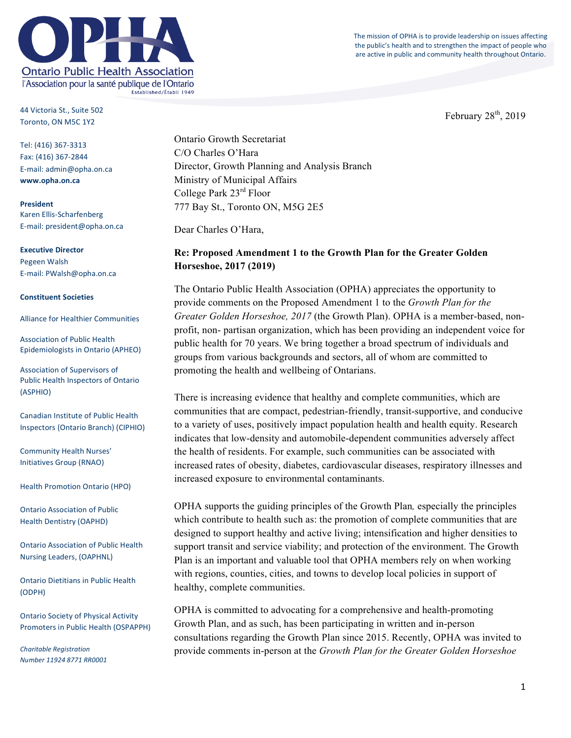# OPHA

Ontario Public Health Association
l'Association pour la santé publique de l'Ontario
Established/Établi 1949

The mission of OPHA is to provide leadership on issues affecting the public's health and to strengthen the impact of people who are active in public and community health throughout Ontario.

44 Victoria St., Suite 502
Toronto, ON M5C 1Y2

Tel: (416) 367-3313
Fax: (416) 367-2844
E-mail: admin@opha.on.ca
**www.opha.on.ca**

**President**
Karen Ellis-Scharfenberg
E-mail: president@opha.on.ca

**Executive Director**
Pegeen Walsh
E-mail: PWalsh@opha.on.ca

**Constituent Societies**

Alliance for Healthier Communities

Association of Public Health Epidemiologists in Ontario (APHEO)

Association of Supervisors of Public Health Inspectors of Ontario (ASPHIO)

Canadian Institute of Public Health Inspectors (Ontario Branch) (CIPHIO)

Community Health Nurses' Initiatives Group (RNAO)

Health Promotion Ontario (HPO)

Ontario Association of Public Health Dentistry (OAPHD)

Ontario Association of Public Health Nursing Leaders, (OAPHNL)

Ontario Dietitians in Public Health (ODPH)

Ontario Society of Physical Activity Promoters in Public Health (OSPAPPH)

*Charitable Registration Number 11924 8771 RR0001*

February 28th, 2019

Ontario Growth Secretariat
C/O Charles O'Hara
Director, Growth Planning and Analysis Branch
Ministry of Municipal Affairs
College Park 23rd Floor
777 Bay St., Toronto ON, M5G 2E5

Dear Charles O'Hara,

**Re: Proposed Amendment 1 to the Growth Plan for the Greater Golden Horseshoe, 2017 (2019)**

The Ontario Public Health Association (OPHA) appreciates the opportunity to provide comments on the Proposed Amendment 1 to the *Growth Plan for the Greater Golden Horseshoe, 2017* (the Growth Plan). OPHA is a member-based, non-profit, non- partisan organization, which has been providing an independent voice for public health for 70 years. We bring together a broad spectrum of individuals and groups from various backgrounds and sectors, all of whom are committed to promoting the health and wellbeing of Ontarians.

There is increasing evidence that healthy and complete communities, which are communities that are compact, pedestrian-friendly, transit-supportive, and conducive to a variety of uses, positively impact population health and health equity. Research indicates that low-density and automobile-dependent communities adversely affect the health of residents. For example, such communities can be associated with increased rates of obesity, diabetes, cardiovascular diseases, respiratory illnesses and increased exposure to environmental contaminants.

OPHA supports the guiding principles of the Growth Plan*,* especially the principles which contribute to health such as: the promotion of complete communities that are designed to support healthy and active living; intensification and higher densities to support transit and service viability; and protection of the environment. The Growth Plan is an important and valuable tool that OPHA members rely on when working with regions, counties, cities, and towns to develop local policies in support of healthy, complete communities.

OPHA is committed to advocating for a comprehensive and health-promoting Growth Plan, and as such, has been participating in written and in-person consultations regarding the Growth Plan since 2015. Recently, OPHA was invited to provide comments in-person at the *Growth Plan for the Greater Golden Horseshoe*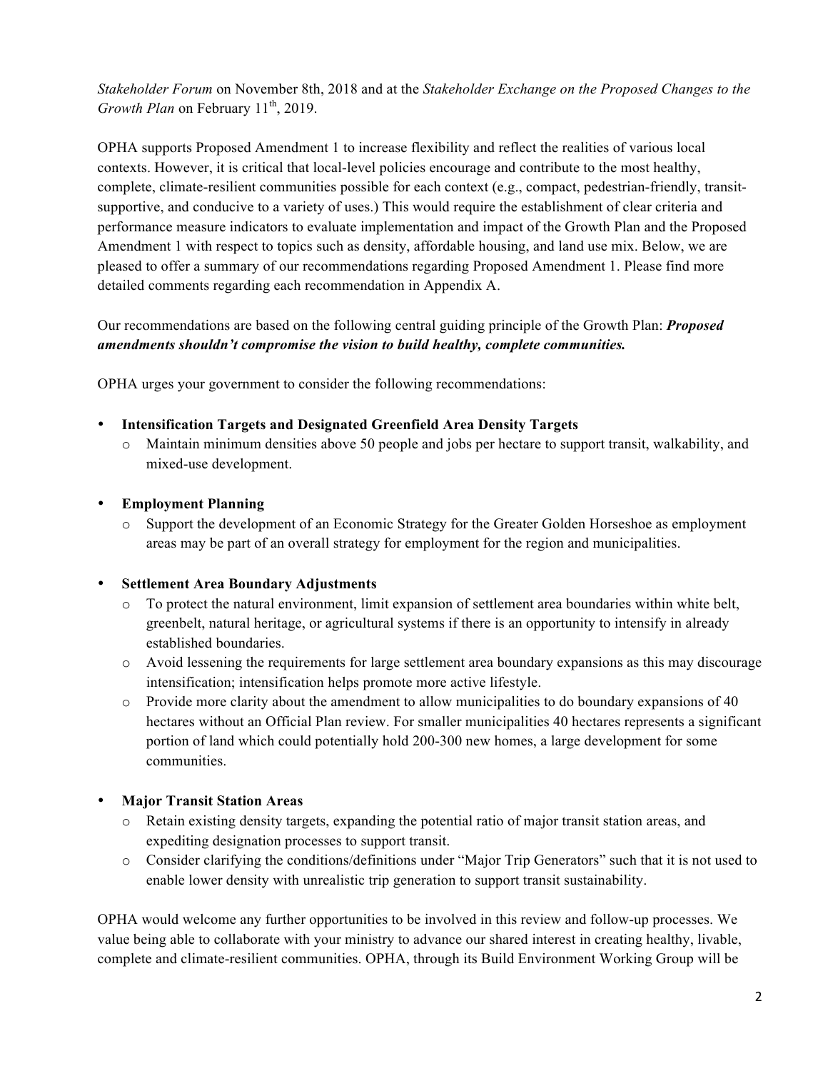*Stakeholder Forum* on November 8th, 2018 and at the *Stakeholder Exchange on the Proposed Changes to the Growth Plan* on February 11th, 2019.

OPHA supports Proposed Amendment 1 to increase flexibility and reflect the realities of various local contexts. However, it is critical that local-level policies encourage and contribute to the most healthy, complete, climate-resilient communities possible for each context (e.g., compact, pedestrian-friendly, transit-supportive, and conducive to a variety of uses.) This would require the establishment of clear criteria and performance measure indicators to evaluate implementation and impact of the Growth Plan and the Proposed Amendment 1 with respect to topics such as density, affordable housing, and land use mix. Below, we are pleased to offer a summary of our recommendations regarding Proposed Amendment 1. Please find more detailed comments regarding each recommendation in Appendix A.

Our recommendations are based on the following central guiding principle of the Growth Plan: ***Proposed amendments shouldn't compromise the vision to build healthy, complete communities.***

OPHA urges your government to consider the following recommendations:

- **Intensification Targets and Designated Greenfield Area Density Targets**
  - Maintain minimum densities above 50 people and jobs per hectare to support transit, walkability, and mixed-use development.
- **Employment Planning**
  - Support the development of an Economic Strategy for the Greater Golden Horseshoe as employment areas may be part of an overall strategy for employment for the region and municipalities.
- **Settlement Area Boundary Adjustments**
  - To protect the natural environment, limit expansion of settlement area boundaries within white belt, greenbelt, natural heritage, or agricultural systems if there is an opportunity to intensify in already established boundaries.
  - Avoid lessening the requirements for large settlement area boundary expansions as this may discourage intensification; intensification helps promote more active lifestyle.
  - Provide more clarity about the amendment to allow municipalities to do boundary expansions of 40 hectares without an Official Plan review. For smaller municipalities 40 hectares represents a significant portion of land which could potentially hold 200-300 new homes, a large development for some communities.
- **Major Transit Station Areas**
  - Retain existing density targets, expanding the potential ratio of major transit station areas, and expediting designation processes to support transit.
  - Consider clarifying the conditions/definitions under "Major Trip Generators" such that it is not used to enable lower density with unrealistic trip generation to support transit sustainability.

OPHA would welcome any further opportunities to be involved in this review and follow-up processes. We value being able to collaborate with your ministry to advance our shared interest in creating healthy, livable, complete and climate-resilient communities. OPHA, through its Build Environment Working Group will be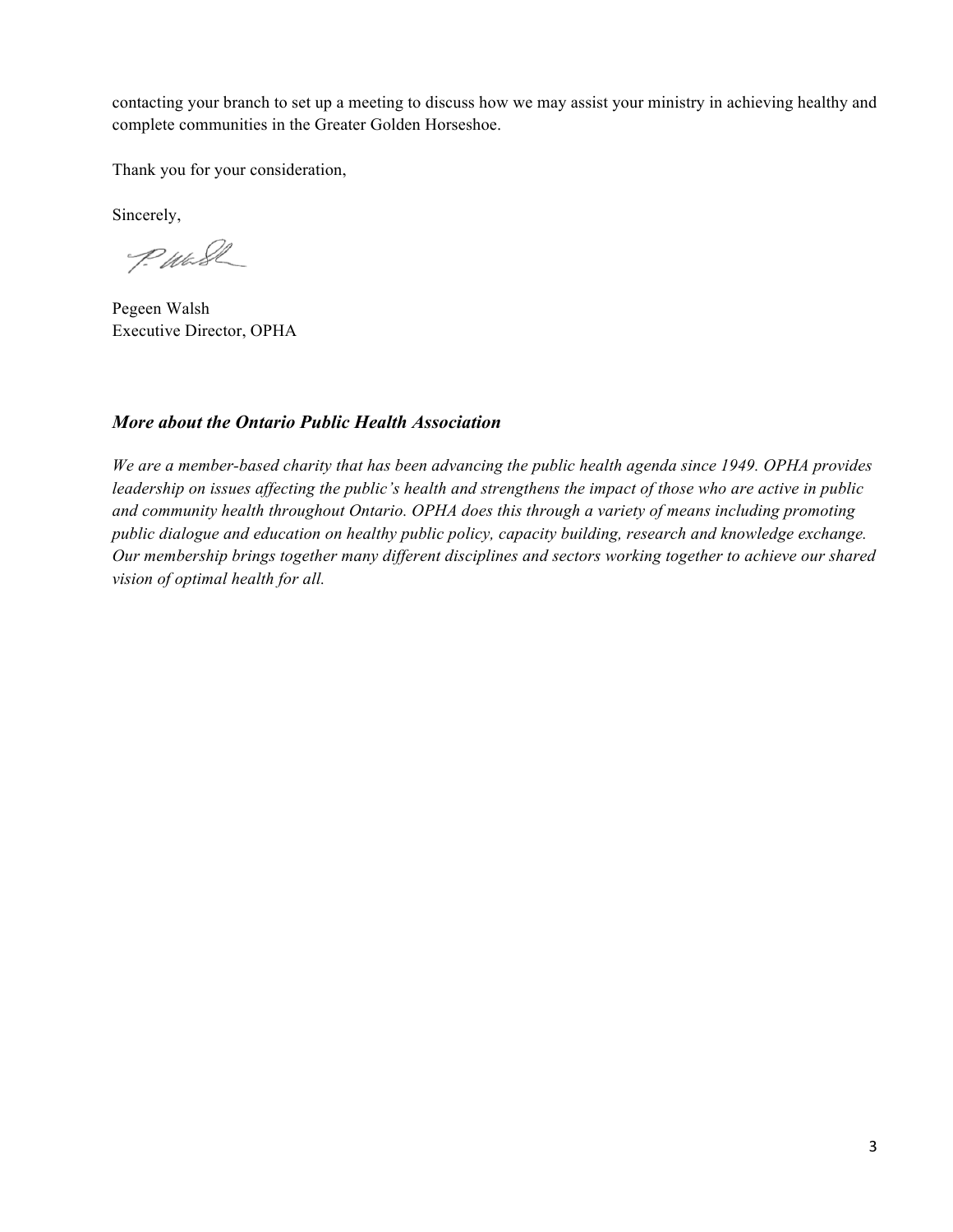contacting your branch to set up a meeting to discuss how we may assist your ministry in achieving healthy and complete communities in the Greater Golden Horseshoe.

Thank you for your consideration,

Sincerely,

Pegeen Walsh
Executive Director, OPHA

### *More about the Ontario Public Health Association*

*We are a member-based charity that has been advancing the public health agenda since 1949. OPHA provides leadership on issues affecting the public's health and strengthens the impact of those who are active in public and community health throughout Ontario. OPHA does this through a variety of means including promoting public dialogue and education on healthy public policy, capacity building, research and knowledge exchange. Our membership brings together many different disciplines and sectors working together to achieve our shared vision of optimal health for all.*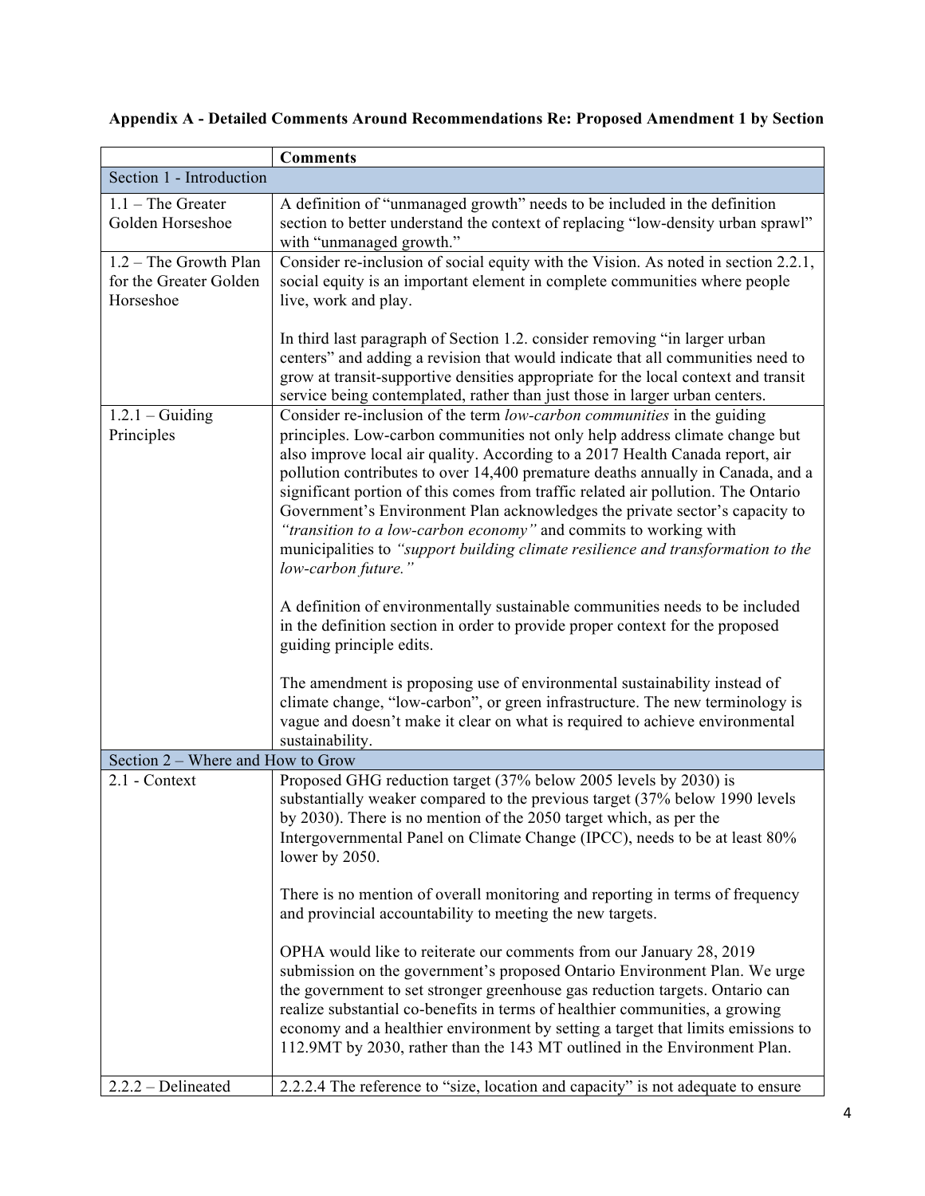**Appendix A - Detailed Comments Around Recommendations Re: Proposed Amendment 1 by Section**

| | Comments |
|---|---|
| Section 1 - Introduction | |
| 1.1 – The Greater Golden Horseshoe | A definition of "unmanaged growth" needs to be included in the definition section to better understand the context of replacing "low-density urban sprawl" with "unmanaged growth." |
| 1.2 – The Growth Plan for the Greater Golden Horseshoe | Consider re-inclusion of social equity with the Vision. As noted in section 2.2.1, social equity is an important element in complete communities where people live, work and play.<br><br>In third last paragraph of Section 1.2. consider removing "in larger urban centers" and adding a revision that would indicate that all communities need to grow at transit-supportive densities appropriate for the local context and transit service being contemplated, rather than just those in larger urban centers. |
| 1.2.1 – Guiding Principles | Consider re-inclusion of the term *low-carbon communities* in the guiding principles. Low-carbon communities not only help address climate change but also improve local air quality. According to a 2017 Health Canada report, air pollution contributes to over 14,400 premature deaths annually in Canada, and a significant portion of this comes from traffic related air pollution. The Ontario Government's Environment Plan acknowledges the private sector's capacity to *"transition to a low-carbon economy"* and commits to working with municipalities to *"support building climate resilience and transformation to the low-carbon future."*<br><br>A definition of environmentally sustainable communities needs to be included in the definition section in order to provide proper context for the proposed guiding principle edits.<br><br>The amendment is proposing use of environmental sustainability instead of climate change, "low-carbon", or green infrastructure. The new terminology is vague and doesn't make it clear on what is required to achieve environmental sustainability. |
| Section 2 – Where and How to Grow | |
| 2.1 - Context | Proposed GHG reduction target (37% below 2005 levels by 2030) is substantially weaker compared to the previous target (37% below 1990 levels by 2030). There is no mention of the 2050 target which, as per the Intergovernmental Panel on Climate Change (IPCC), needs to be at least 80% lower by 2050.<br><br>There is no mention of overall monitoring and reporting in terms of frequency and provincial accountability to meeting the new targets.<br><br>OPHA would like to reiterate our comments from our January 28, 2019 submission on the government's proposed Ontario Environment Plan. We urge the government to set stronger greenhouse gas reduction targets. Ontario can realize substantial co-benefits in terms of healthier communities, a growing economy and a healthier environment by setting a target that limits emissions to 112.9MT by 2030, rather than the 143 MT outlined in the Environment Plan. |
| 2.2.2 – Delineated | 2.2.2.4 The reference to "size, location and capacity" is not adequate to ensure |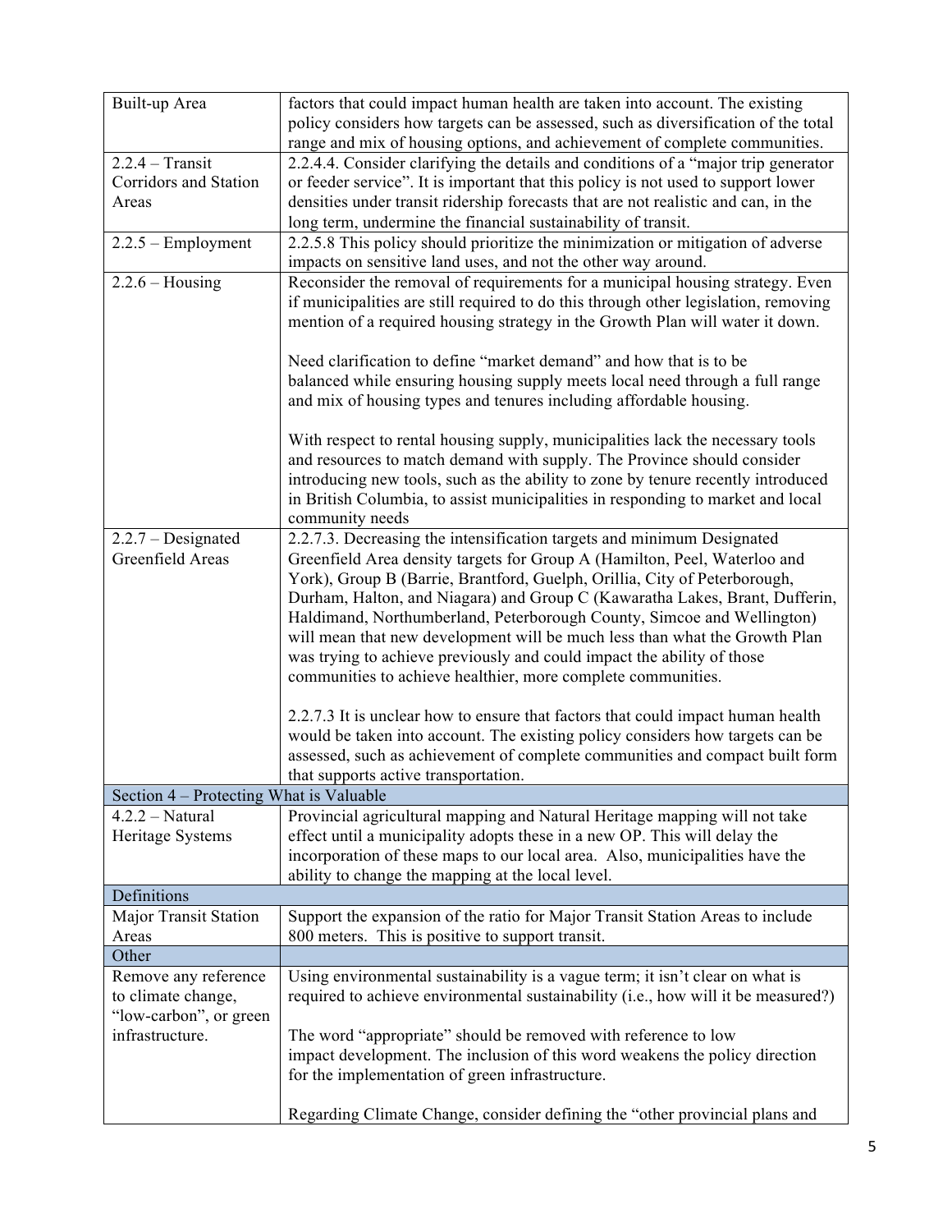| | |
|---|---|
| Built-up Area | factors that could impact human health are taken into account. The existing policy considers how targets can be assessed, such as diversification of the total range and mix of housing options, and achievement of complete communities. |
| 2.2.4 – Transit Corridors and Station Areas | 2.2.4.4. Consider clarifying the details and conditions of a "major trip generator or feeder service". It is important that this policy is not used to support lower densities under transit ridership forecasts that are not realistic and can, in the long term, undermine the financial sustainability of transit. |
| 2.2.5 – Employment | 2.2.5.8 This policy should prioritize the minimization or mitigation of adverse impacts on sensitive land uses, and not the other way around. |
| 2.2.6 – Housing | Reconsider the removal of requirements for a municipal housing strategy. Even if municipalities are still required to do this through other legislation, removing mention of a required housing strategy in the Growth Plan will water it down.<br><br>Need clarification to define "market demand" and how that is to be balanced while ensuring housing supply meets local need through a full range and mix of housing types and tenures including affordable housing.<br><br>With respect to rental housing supply, municipalities lack the necessary tools and resources to match demand with supply. The Province should consider introducing new tools, such as the ability to zone by tenure recently introduced in British Columbia, to assist municipalities in responding to market and local community needs |
| 2.2.7 – Designated Greenfield Areas | 2.2.7.3. Decreasing the intensification targets and minimum Designated Greenfield Area density targets for Group A (Hamilton, Peel, Waterloo and York), Group B (Barrie, Brantford, Guelph, Orillia, City of Peterborough, Durham, Halton, and Niagara) and Group C (Kawaratha Lakes, Brant, Dufferin, Haldimand, Northumberland, Peterborough County, Simcoe and Wellington) will mean that new development will be much less than what the Growth Plan was trying to achieve previously and could impact the ability of those communities to achieve healthier, more complete communities.<br><br>2.2.7.3 It is unclear how to ensure that factors that could impact human health would be taken into account. The existing policy considers how targets can be assessed, such as achievement of complete communities and compact built form that supports active transportation. |
| **Section 4 – Protecting What is Valuable** | |
| 4.2.2 – Natural Heritage Systems | Provincial agricultural mapping and Natural Heritage mapping will not take effect until a municipality adopts these in a new OP. This will delay the incorporation of these maps to our local area. Also, municipalities have the ability to change the mapping at the local level. |
| **Definitions** | |
| Major Transit Station Areas | Support the expansion of the ratio for Major Transit Station Areas to include 800 meters. This is positive to support transit. |
| **Other** | |
| Remove any reference to climate change, "low-carbon", or green infrastructure. | Using environmental sustainability is a vague term; it isn't clear on what is required to achieve environmental sustainability (i.e., how will it be measured?)<br><br>The word "appropriate" should be removed with reference to low impact development. The inclusion of this word weakens the policy direction for the implementation of green infrastructure.<br><br>Regarding Climate Change, consider defining the "other provincial plans and |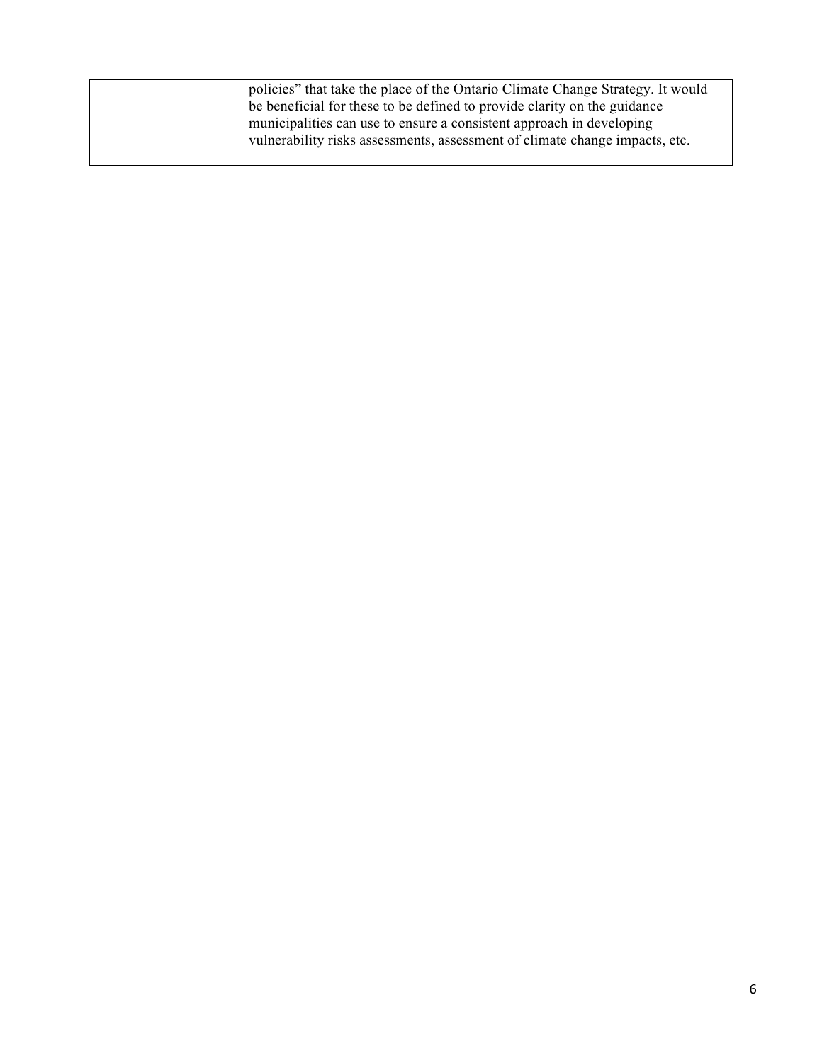| | |
|---|---|
| | policies" that take the place of the Ontario Climate Change Strategy. It would be beneficial for these to be defined to provide clarity on the guidance municipalities can use to ensure a consistent approach in developing vulnerability risks assessments, assessment of climate change impacts, etc. |